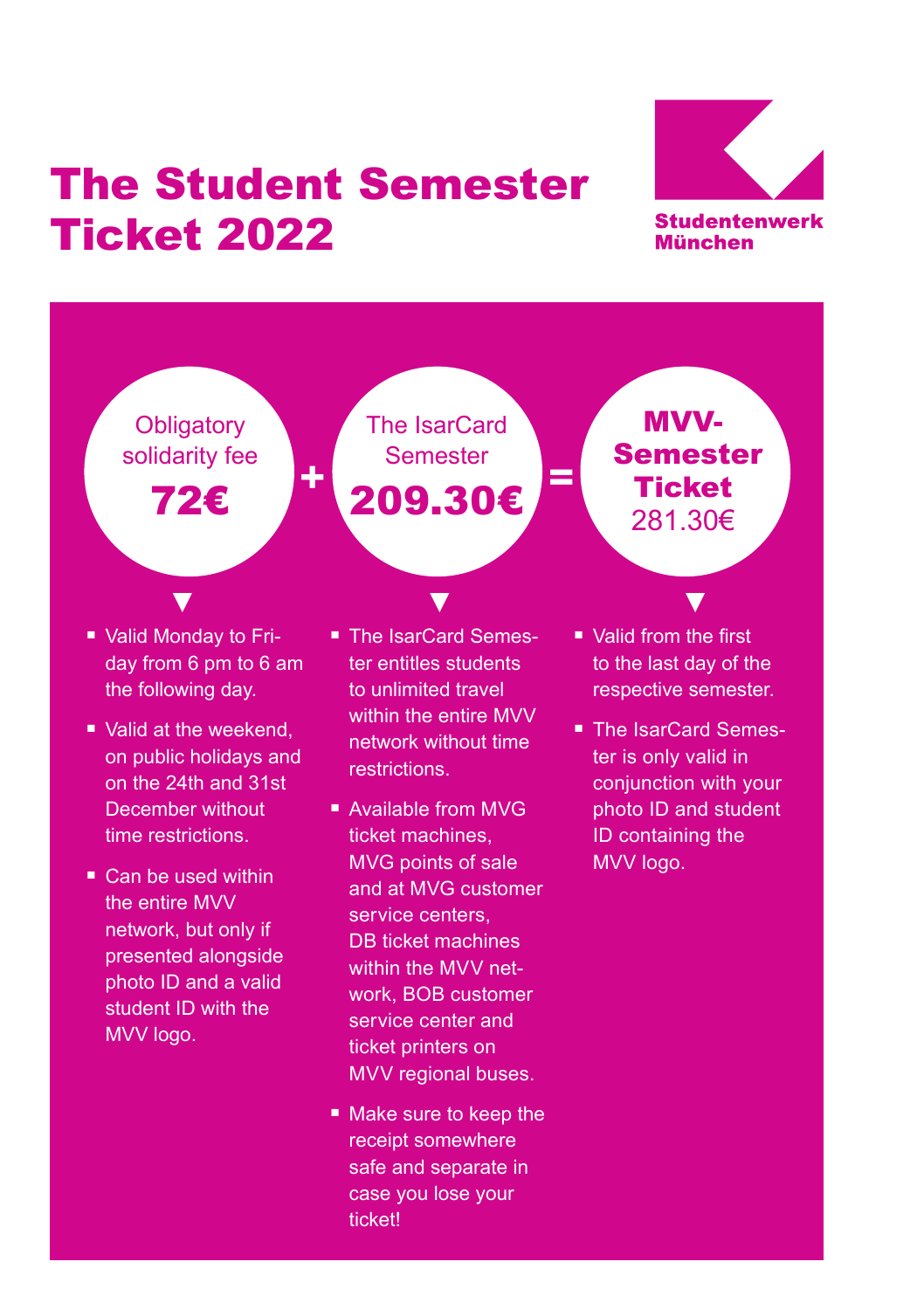# The Student Semester Ticket 2022

Studentenwerk München

Obligatory solidarity fee **72€** + The IsarCard Semester **209.30€** = **MVV-Semester Ticket** 281.30€

**Obligatory solidarity fee 72€**

- Valid Monday to Friday from 6 pm to 6 am the following day.
- Valid at the weekend, on public holidays and on the 24th and 31st December without time restrictions.
- Can be used within the entire MVV network, but only if presented alongside photo ID and a valid student ID with the MVV logo.

**The IsarCard Semester 209.30€**

- The IsarCard Semester entitles students to unlimited travel within the entire MVV network without time restrictions.
- Available from MVG ticket machines, MVG points of sale and at MVG customer service centers, DB ticket machines within the MVV network, BOB customer service center and ticket printers on MVV regional buses.
- Make sure to keep the receipt somewhere safe and separate in case you lose your ticket!

**MVV-Semester Ticket 281.30€**

- Valid from the first to the last day of the respective semester.
- The IsarCard Semester is only valid in conjunction with your photo ID and student ID containing the MVV logo.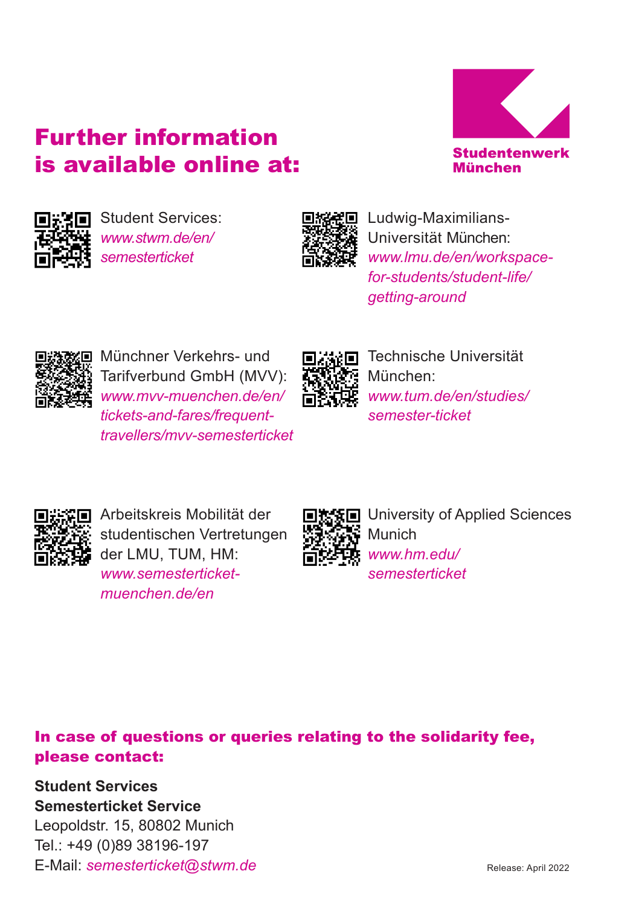# Further information is available online at:

Studentenwerk München

Student Services:
*www.stwm.de/en/semesterticket*

Ludwig-Maximilians-Universität München:
*www.lmu.de/en/workspace-for-students/student-life/getting-around*

Münchner Verkehrs- und Tarifverbund GmbH (MVV):
*www.mvv-muenchen.de/en/tickets-and-fares/frequent-travellers/mvv-semesterticket*

Technische Universität München:
*www.tum.de/en/studies/semester-ticket*

Arbeitskreis Mobilität der studentischen Vertretungen der LMU, TUM, HM:
*www.semesterticket-muenchen.de/en*

University of Applied Sciences Munich
*www.hm.edu/semesterticket*

## In case of questions or queries relating to the solidarity fee, please contact:

**Student Services**
**Semesterticket Service**
Leopoldstr. 15, 80802 Munich
Tel.: +49 (0)89 38196-197
E-Mail: *semesterticket@stwm.de*

Release: April 2022